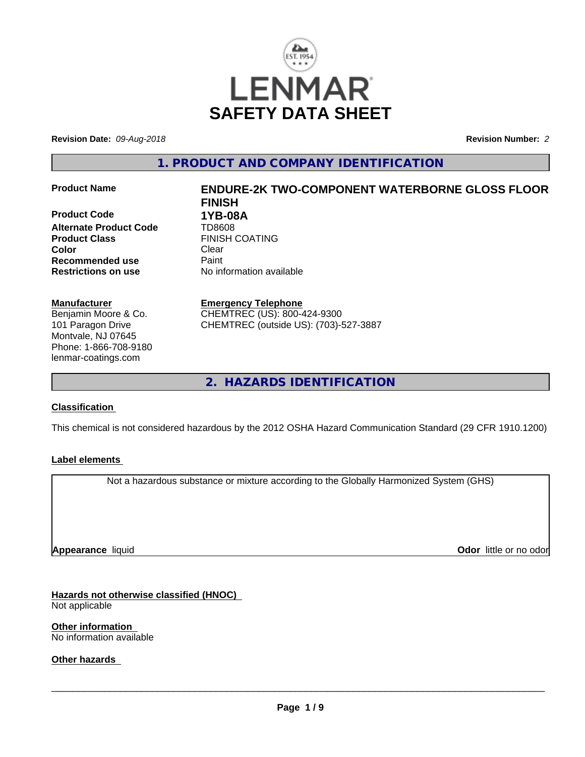# LENMAR

# SAFETY DATA SHEET

**Revision Date:** *09-Aug-2018* **Revision Number:** *2*

## 1. PRODUCT AND COMPANY IDENTIFICATION

| | |
|---|---|
| **Product Name** | **ENDURE-2K TWO-COMPONENT WATERBORNE GLOSS FLOOR FINISH** |
| **Product Code** | **1YB-08A** |
| **Alternate Product Code** | TD8608 |
| **Product Class** | FINISH COATING |
| **Color** | Clear |
| **Recommended use** | Paint |
| **Restrictions on use** | No information available |

**Manufacturer**
Benjamin Moore & Co.
101 Paragon Drive
Montvale, NJ 07645
Phone: 1-866-708-9180
lenmar-coatings.com

**Emergency Telephone**
CHEMTREC (US): 800-424-9300
CHEMTREC (outside US): (703)-527-3887

## 2. HAZARDS IDENTIFICATION

**Classification**

This chemical is not considered hazardous by the 2012 OSHA Hazard Communication Standard (29 CFR 1910.1200)

**Label elements**

Not a hazardous substance or mixture according to the Globally Harmonized System (GHS)

**Appearance** liquid **Odor** little or no odor

**Hazards not otherwise classified (HNOC)**
Not applicable

**Other information**
No information available

**Other hazards**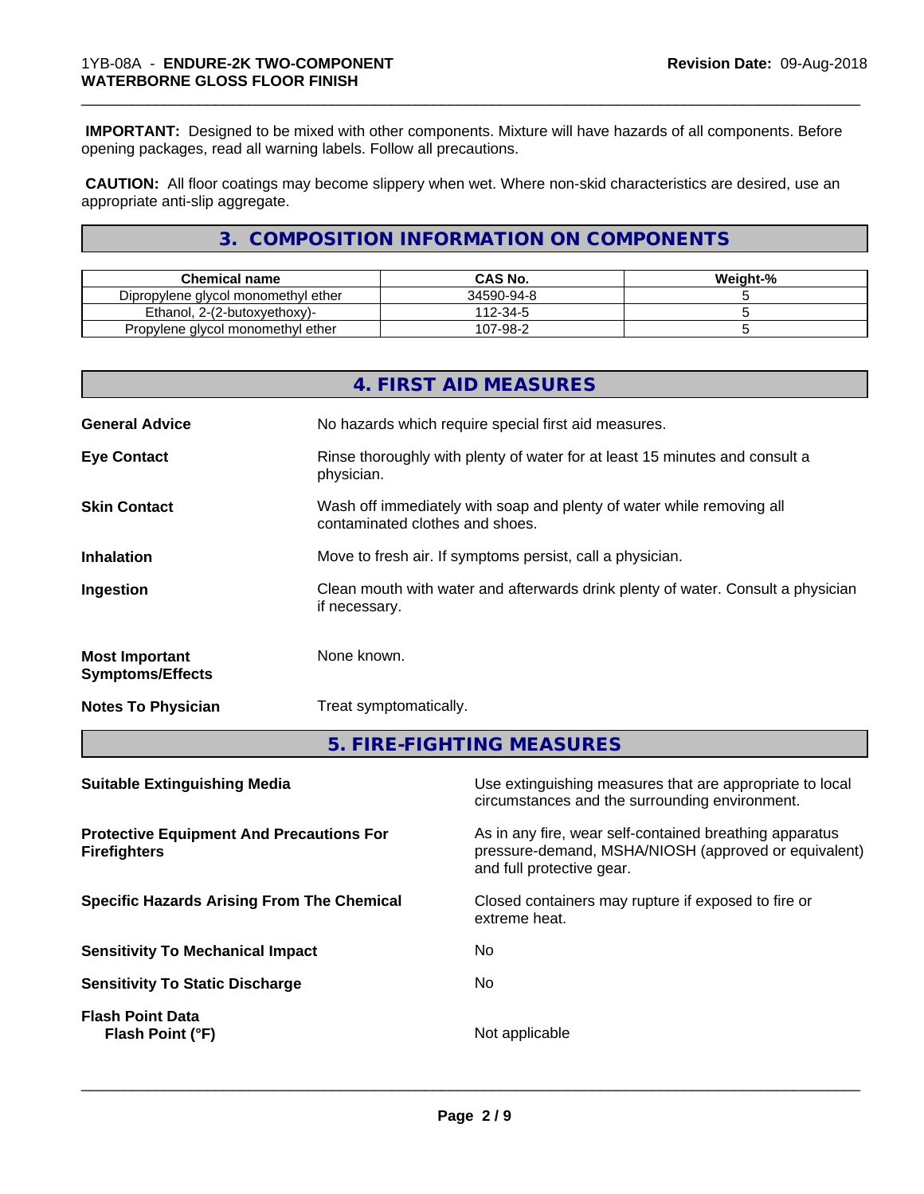**IMPORTANT:** Designed to be mixed with other components. Mixture will have hazards of all components. Before opening packages, read all warning labels. Follow all precautions.

**CAUTION:** All floor coatings may become slippery when wet. Where non-skid characteristics are desired, use an appropriate anti-slip aggregate.

## 3. COMPOSITION INFORMATION ON COMPONENTS

| Chemical name | CAS No. | Weight-% |
|---|---|---|
| Dipropylene glycol monomethyl ether | 34590-94-8 | 5 |
| Ethanol, 2-(2-butoxyethoxy)- | 112-34-5 | 5 |
| Propylene glycol monomethyl ether | 107-98-2 | 5 |

## 4. FIRST AID MEASURES

**General Advice**: No hazards which require special first aid measures.

**Eye Contact**: Rinse thoroughly with plenty of water for at least 15 minutes and consult a physician.

**Skin Contact**: Wash off immediately with soap and plenty of water while removing all contaminated clothes and shoes.

**Inhalation**: Move to fresh air. If symptoms persist, call a physician.

**Ingestion**: Clean mouth with water and afterwards drink plenty of water. Consult a physician if necessary.

**Most Important Symptoms/Effects**: None known.

**Notes To Physician**: Treat symptomatically.

## 5. FIRE-FIGHTING MEASURES

**Suitable Extinguishing Media**: Use extinguishing measures that are appropriate to local circumstances and the surrounding environment.

**Protective Equipment And Precautions For Firefighters**: As in any fire, wear self-contained breathing apparatus pressure-demand, MSHA/NIOSH (approved or equivalent) and full protective gear.

**Specific Hazards Arising From The Chemical**: Closed containers may rupture if exposed to fire or extreme heat.

**Sensitivity To Mechanical Impact**: No

**Sensitivity To Static Discharge**: No

**Flash Point Data**

**Flash Point (°F)**: Not applicable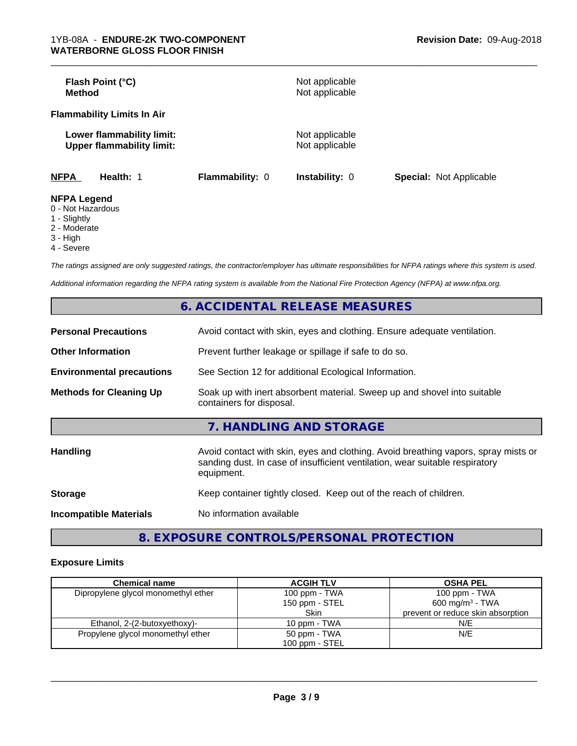| | |
|---|---|
| **Flash Point (°C)** | Not applicable |
| **Method** | Not applicable |

**Flammability Limits In Air**

| | |
|---|---|
| **Lower flammability limit:** | Not applicable |
| **Upper flammability limit:** | Not applicable |

| **NFPA** | **Health:** 1 | **Flammability:** 0 | **Instability:** 0 | **Special:** Not Applicable |
|---|---|---|---|---|

**NFPA Legend**

0 - Not Hazardous
1 - Slightly
2 - Moderate
3 - High
4 - Severe

*The ratings assigned are only suggested ratings, the contractor/employer has ultimate responsibilities for NFPA ratings where this system is used.*

*Additional information regarding the NFPA rating system is available from the National Fire Protection Agency (NFPA) at www.nfpa.org.*

## 6. ACCIDENTAL RELEASE MEASURES

| | |
|---|---|
| **Personal Precautions** | Avoid contact with skin, eyes and clothing. Ensure adequate ventilation. |
| **Other Information** | Prevent further leakage or spillage if safe to do so. |
| **Environmental precautions** | See Section 12 for additional Ecological Information. |
| **Methods for Cleaning Up** | Soak up with inert absorbent material. Sweep up and shovel into suitable containers for disposal. |

## 7. HANDLING AND STORAGE

| | |
|---|---|
| **Handling** | Avoid contact with skin, eyes and clothing. Avoid breathing vapors, spray mists or sanding dust. In case of insufficient ventilation, wear suitable respiratory equipment. |
| **Storage** | Keep container tightly closed. Keep out of the reach of children. |
| **Incompatible Materials** | No information available |

## 8. EXPOSURE CONTROLS/PERSONAL PROTECTION

**Exposure Limits**

| Chemical name | ACGIH TLV | OSHA PEL |
|---|---|---|
| Dipropylene glycol monomethyl ether | 100 ppm - TWA<br>150 ppm - STEL<br>Skin | 100 ppm - TWA<br>600 mg/m³ - TWA<br>prevent or reduce skin absorption |
| Ethanol, 2-(2-butoxyethoxy)- | 10 ppm - TWA | N/E |
| Propylene glycol monomethyl ether | 50 ppm - TWA<br>100 ppm - STEL | N/E |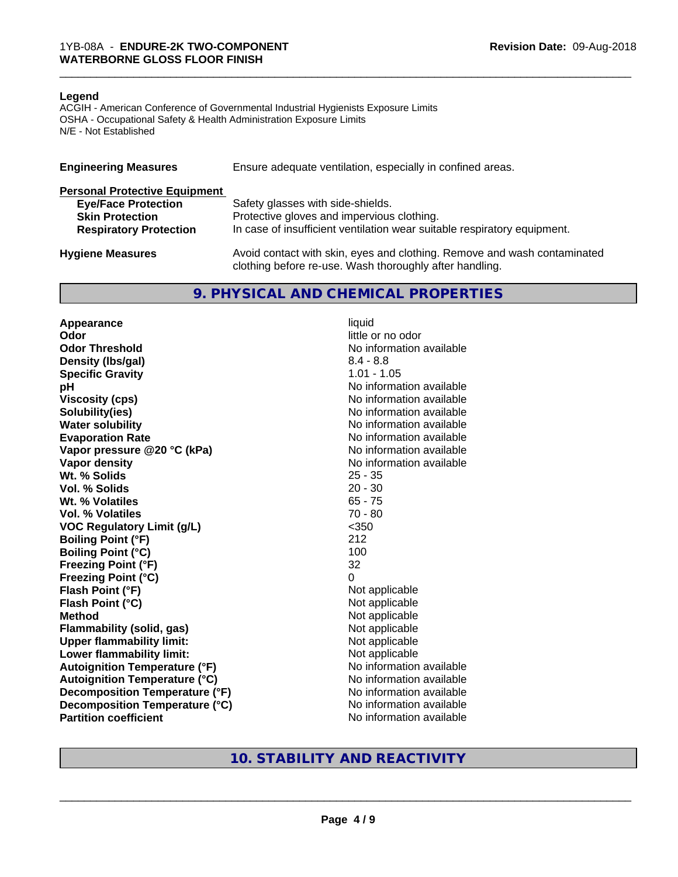**Legend**

ACGIH - American Conference of Governmental Industrial Hygienists Exposure Limits
OSHA - Occupational Safety & Health Administration Exposure Limits
N/E - Not Established

| | |
|---|---|
| **Engineering Measures** | Ensure adequate ventilation, especially in confined areas. |
| **Personal Protective Equipment** | |
| **Eye/Face Protection** | Safety glasses with side-shields. |
| **Skin Protection** | Protective gloves and impervious clothing. |
| **Respiratory Protection** | In case of insufficient ventilation wear suitable respiratory equipment. |
| **Hygiene Measures** | Avoid contact with skin, eyes and clothing. Remove and wash contaminated clothing before re-use. Wash thoroughly after handling. |

## 9. PHYSICAL AND CHEMICAL PROPERTIES

| | |
|---|---|
| **Appearance** | liquid |
| **Odor** | little or no odor |
| **Odor Threshold** | No information available |
| **Density (lbs/gal)** | 8.4 - 8.8 |
| **Specific Gravity** | 1.01 - 1.05 |
| **pH** | No information available |
| **Viscosity (cps)** | No information available |
| **Solubility(ies)** | No information available |
| **Water solubility** | No information available |
| **Evaporation Rate** | No information available |
| **Vapor pressure @20 °C (kPa)** | No information available |
| **Vapor density** | No information available |
| **Wt. % Solids** | 25 - 35 |
| **Vol. % Solids** | 20 - 30 |
| **Wt. % Volatiles** | 65 - 75 |
| **Vol. % Volatiles** | 70 - 80 |
| **VOC Regulatory Limit (g/L)** | <350 |
| **Boiling Point (°F)** | 212 |
| **Boiling Point (°C)** | 100 |
| **Freezing Point (°F)** | 32 |
| **Freezing Point (°C)** | 0 |
| **Flash Point (°F)** | Not applicable |
| **Flash Point (°C)** | Not applicable |
| **Method** | Not applicable |
| **Flammability (solid, gas)** | Not applicable |
| **Upper flammability limit:** | Not applicable |
| **Lower flammability limit:** | Not applicable |
| **Autoignition Temperature (°F)** | No information available |
| **Autoignition Temperature (°C)** | No information available |
| **Decomposition Temperature (°F)** | No information available |
| **Decomposition Temperature (°C)** | No information available |
| **Partition coefficient** | No information available |

## 10. STABILITY AND REACTIVITY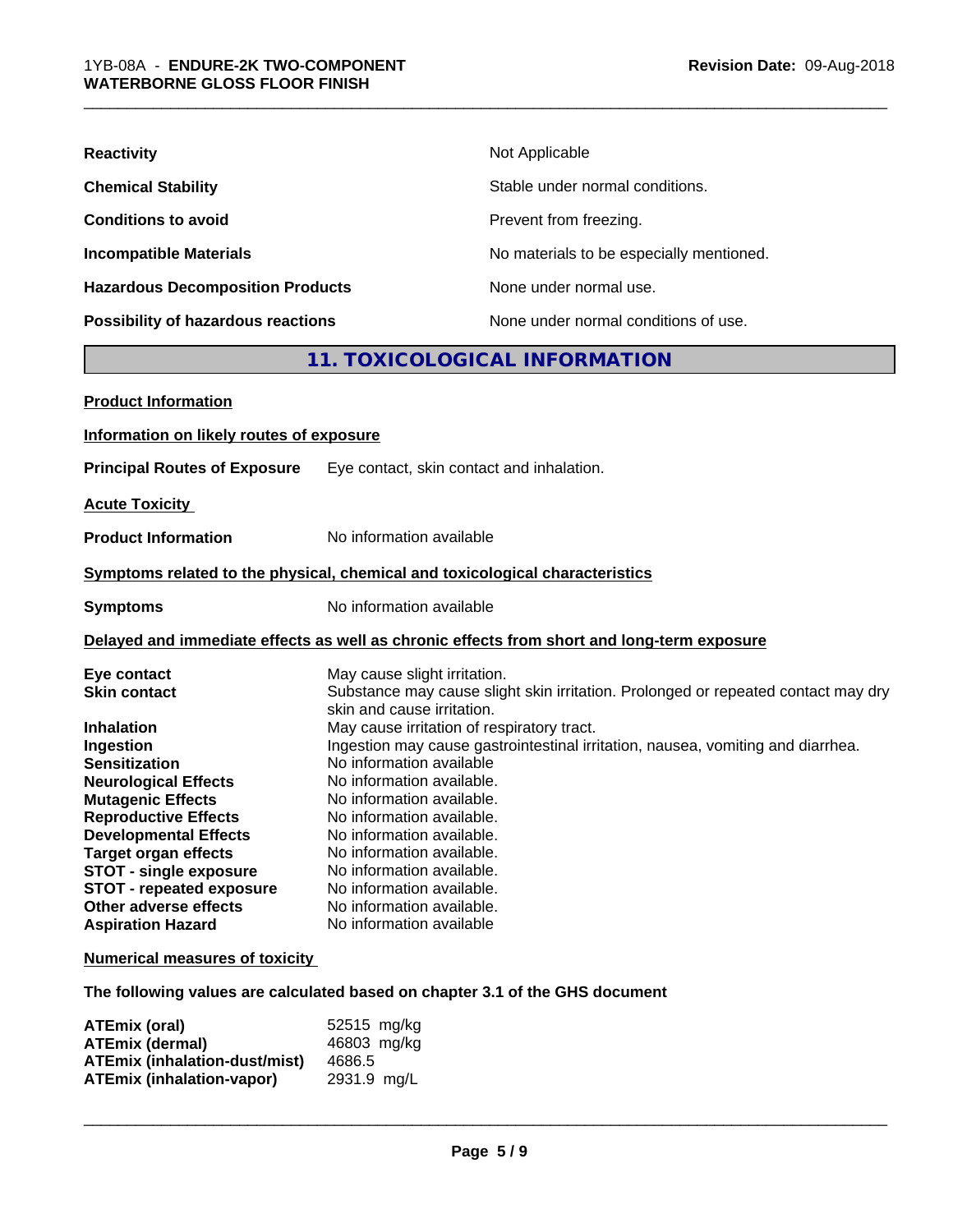| | |
|---|---|
| **Reactivity** | Not Applicable |
| **Chemical Stability** | Stable under normal conditions. |
| **Conditions to avoid** | Prevent from freezing. |
| **Incompatible Materials** | No materials to be especially mentioned. |
| **Hazardous Decomposition Products** | None under normal use. |
| **Possibility of hazardous reactions** | None under normal conditions of use. |

## 11. TOXICOLOGICAL INFORMATION

**Product Information**

**Information on likely routes of exposure**

**Principal Routes of Exposure** Eye contact, skin contact and inhalation.

**Acute Toxicity**

**Product Information** No information available

**Symptoms related to the physical, chemical and toxicological characteristics**

**Symptoms** No information available

**Delayed and immediate effects as well as chronic effects from short and long-term exposure**

| | |
|---|---|
| **Eye contact** | May cause slight irritation. |
| **Skin contact** | Substance may cause slight skin irritation. Prolonged or repeated contact may dry skin and cause irritation. |
| **Inhalation** | May cause irritation of respiratory tract. |
| **Ingestion** | Ingestion may cause gastrointestinal irritation, nausea, vomiting and diarrhea. |
| **Sensitization** | No information available |
| **Neurological Effects** | No information available. |
| **Mutagenic Effects** | No information available. |
| **Reproductive Effects** | No information available. |
| **Developmental Effects** | No information available. |
| **Target organ effects** | No information available. |
| **STOT - single exposure** | No information available. |
| **STOT - repeated exposure** | No information available. |
| **Other adverse effects** | No information available. |
| **Aspiration Hazard** | No information available |

**Numerical measures of toxicity**

**The following values are calculated based on chapter 3.1 of the GHS document**

| | |
|---|---|
| **ATEmix (oral)** | 52515 mg/kg |
| **ATEmix (dermal)** | 46803 mg/kg |
| **ATEmix (inhalation-dust/mist)** | 4686.5 |
| **ATEmix (inhalation-vapor)** | 2931.9 mg/L |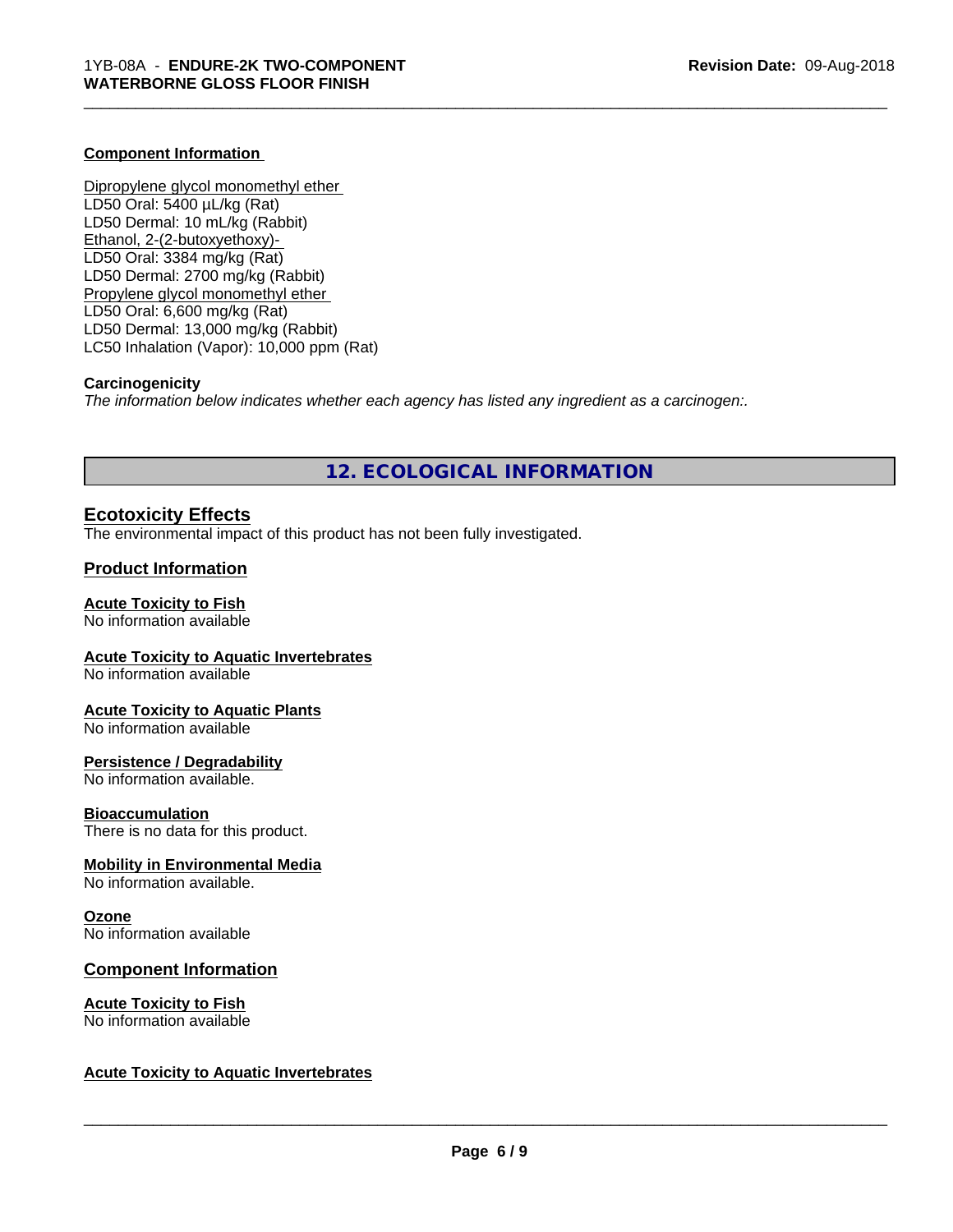**Component Information**

Dipropylene glycol monomethyl ether
LD50 Oral: 5400 µL/kg (Rat)
LD50 Dermal: 10 mL/kg (Rabbit)
Ethanol, 2-(2-butoxyethoxy)-
LD50 Oral: 3384 mg/kg (Rat)
LD50 Dermal: 2700 mg/kg (Rabbit)
Propylene glycol monomethyl ether
LD50 Oral: 6,600 mg/kg (Rat)
LD50 Dermal: 13,000 mg/kg (Rabbit)
LC50 Inhalation (Vapor): 10,000 ppm (Rat)

**Carcinogenicity**

*The information below indicates whether each agency has listed any ingredient as a carcinogen:.*

## 12. ECOLOGICAL INFORMATION

### Ecotoxicity Effects

The environmental impact of this product has not been fully investigated.

### Product Information

**Acute Toxicity to Fish**
No information available

**Acute Toxicity to Aquatic Invertebrates**
No information available

**Acute Toxicity to Aquatic Plants**
No information available

**Persistence / Degradability**
No information available.

**Bioaccumulation**
There is no data for this product.

**Mobility in Environmental Media**
No information available.

**Ozone**
No information available

### Component Information

**Acute Toxicity to Fish**
No information available

**Acute Toxicity to Aquatic Invertebrates**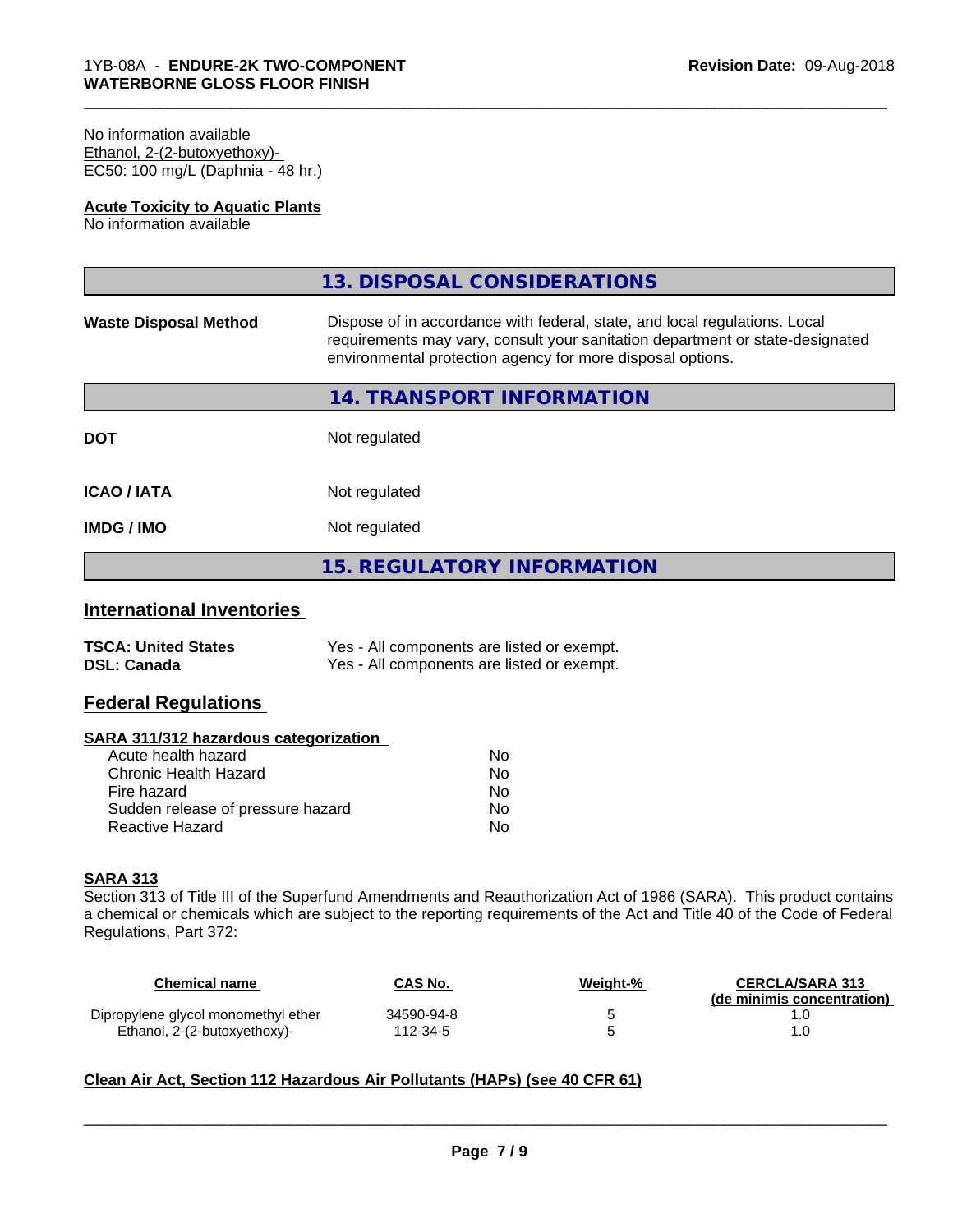No information available
Ethanol, 2-(2-butoxyethoxy)-
EC50: 100 mg/L (Daphnia - 48 hr.)

**Acute Toxicity to Aquatic Plants**
No information available

## 13. DISPOSAL CONSIDERATIONS

| | |
|---|---|
| **Waste Disposal Method** | Dispose of in accordance with federal, state, and local regulations. Local requirements may vary, consult your sanitation department or state-designated environmental protection agency for more disposal options. |

## 14. TRANSPORT INFORMATION

| | |
|---|---|
| **DOT** | Not regulated |
| **ICAO / IATA** | Not regulated |
| **IMDG / IMO** | Not regulated |

## 15. REGULATORY INFORMATION

### International Inventories

| | |
|---|---|
| **TSCA: United States** | Yes - All components are listed or exempt. |
| **DSL: Canada** | Yes - All components are listed or exempt. |

### Federal Regulations

**SARA 311/312 hazardous categorization**

| | |
|---|---|
| Acute health hazard | No |
| Chronic Health Hazard | No |
| Fire hazard | No |
| Sudden release of pressure hazard | No |
| Reactive Hazard | No |

**SARA 313**

Section 313 of Title III of the Superfund Amendments and Reauthorization Act of 1986 (SARA). This product contains a chemical or chemicals which are subject to the reporting requirements of the Act and Title 40 of the Code of Federal Regulations, Part 372:

| Chemical name | CAS No. | Weight-% | CERCLA/SARA 313 (de minimis concentration) |
|---|---|---|---|
| Dipropylene glycol monomethyl ether | 34590-94-8 | 5 | 1.0 |
| Ethanol, 2-(2-butoxyethoxy)- | 112-34-5 | 5 | 1.0 |

**Clean Air Act, Section 112 Hazardous Air Pollutants (HAPs) (see 40 CFR 61)**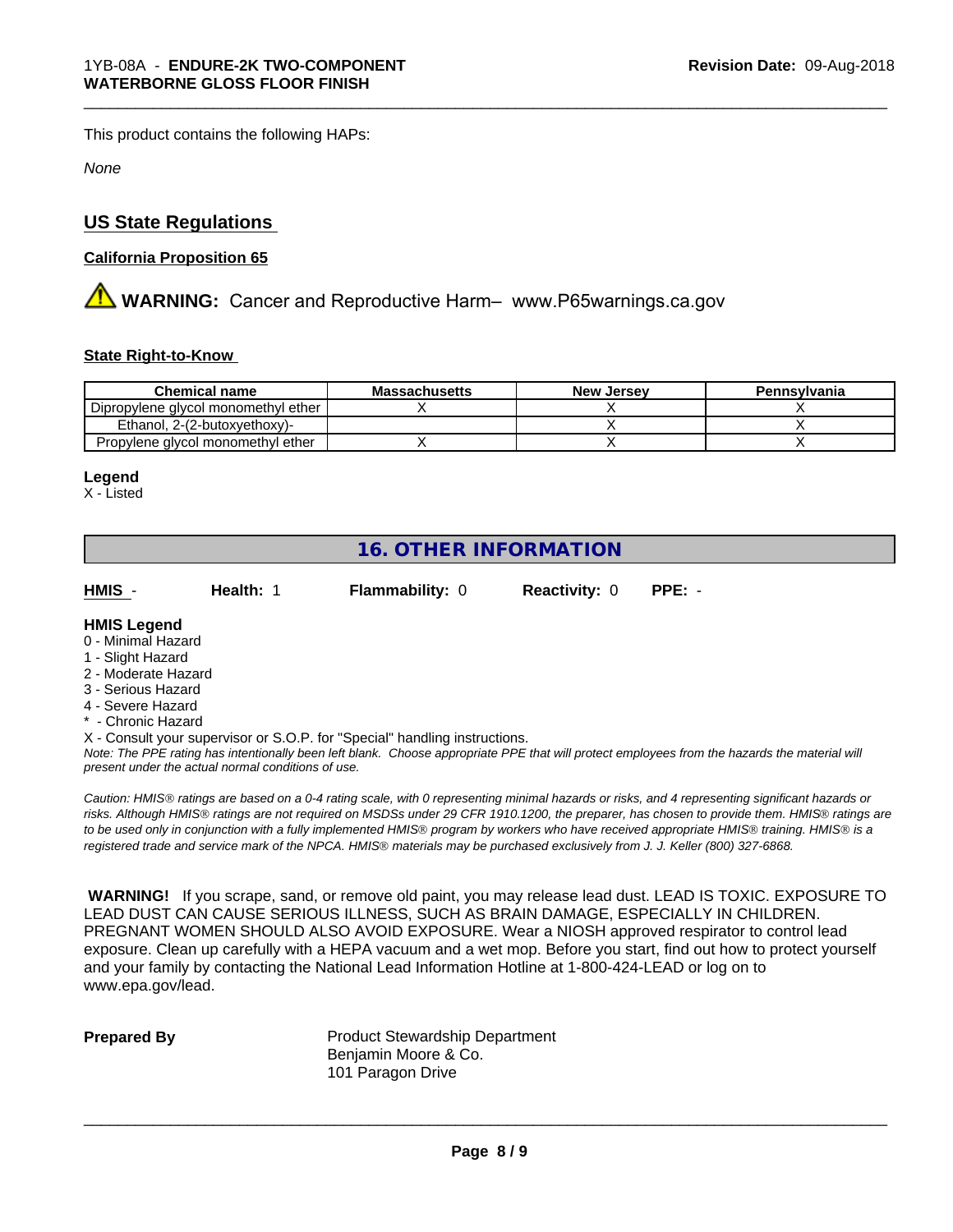This product contains the following HAPs:

*None*

## US State Regulations

### California Proposition 65

**WARNING:** Cancer and Reproductive Harm– www.P65warnings.ca.gov

### State Right-to-Know

| Chemical name | Massachusetts | New Jersey | Pennsylvania |
|---|---|---|---|
| Dipropylene glycol monomethyl ether | X | X | X |
| Ethanol, 2-(2-butoxyethoxy)- | | X | X |
| Propylene glycol monomethyl ether | X | X | X |

**Legend**
X - Listed

## 16. OTHER INFORMATION

**HMIS** - **Health:** 1 **Flammability:** 0 **Reactivity:** 0 **PPE:** -

**HMIS Legend**
0 - Minimal Hazard
1 - Slight Hazard
2 - Moderate Hazard
3 - Serious Hazard
4 - Severe Hazard
* - Chronic Hazard
X - Consult your supervisor or S.O.P. for "Special" handling instructions.

*Note: The PPE rating has intentionally been left blank. Choose appropriate PPE that will protect employees from the hazards the material will present under the actual normal conditions of use.*

*Caution: HMIS® ratings are based on a 0-4 rating scale, with 0 representing minimal hazards or risks, and 4 representing significant hazards or risks. Although HMIS® ratings are not required on MSDSs under 29 CFR 1910.1200, the preparer, has chosen to provide them. HMIS® ratings are to be used only in conjunction with a fully implemented HMIS® program by workers who have received appropriate HMIS® training. HMIS® is a registered trade and service mark of the NPCA. HMIS® materials may be purchased exclusively from J. J. Keller (800) 327-6868.*

**WARNING!** If you scrape, sand, or remove old paint, you may release lead dust. LEAD IS TOXIC. EXPOSURE TO LEAD DUST CAN CAUSE SERIOUS ILLNESS, SUCH AS BRAIN DAMAGE, ESPECIALLY IN CHILDREN. PREGNANT WOMEN SHOULD ALSO AVOID EXPOSURE. Wear a NIOSH approved respirator to control lead exposure. Clean up carefully with a HEPA vacuum and a wet mop. Before you start, find out how to protect yourself and your family by contacting the National Lead Information Hotline at 1-800-424-LEAD or log on to www.epa.gov/lead.

**Prepared By**

Product Stewardship Department
Benjamin Moore & Co.
101 Paragon Drive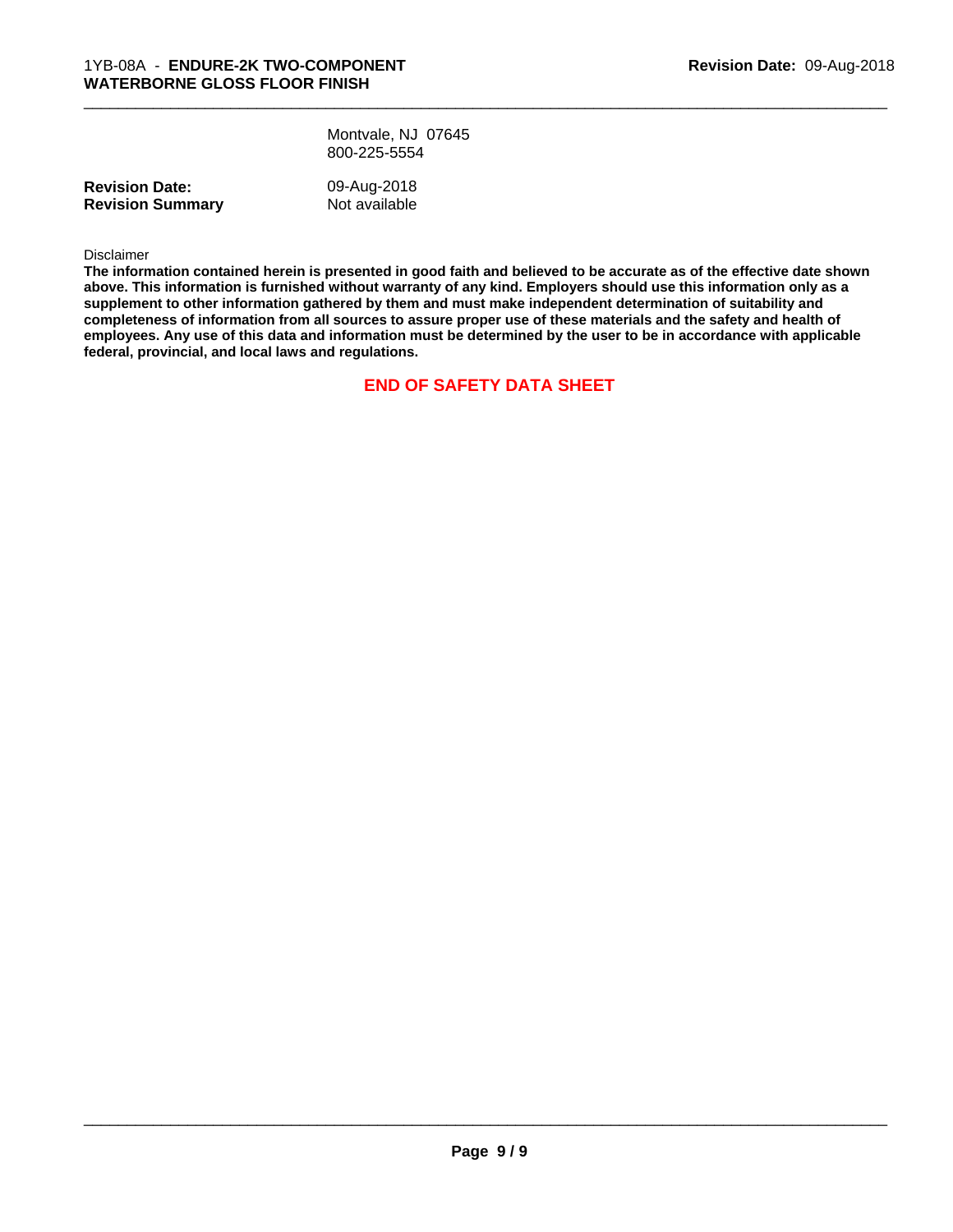Montvale, NJ 07645
800-225-5554

| | |
|---|---|
| **Revision Date:** | 09-Aug-2018 |
| **Revision Summary** | Not available |

Disclaimer

**The information contained herein is presented in good faith and believed to be accurate as of the effective date shown above. This information is furnished without warranty of any kind. Employers should use this information only as a supplement to other information gathered by them and must make independent determination of suitability and completeness of information from all sources to assure proper use of these materials and the safety and health of employees. Any use of this data and information must be determined by the user to be in accordance with applicable federal, provincial, and local laws and regulations.**

**END OF SAFETY DATA SHEET**